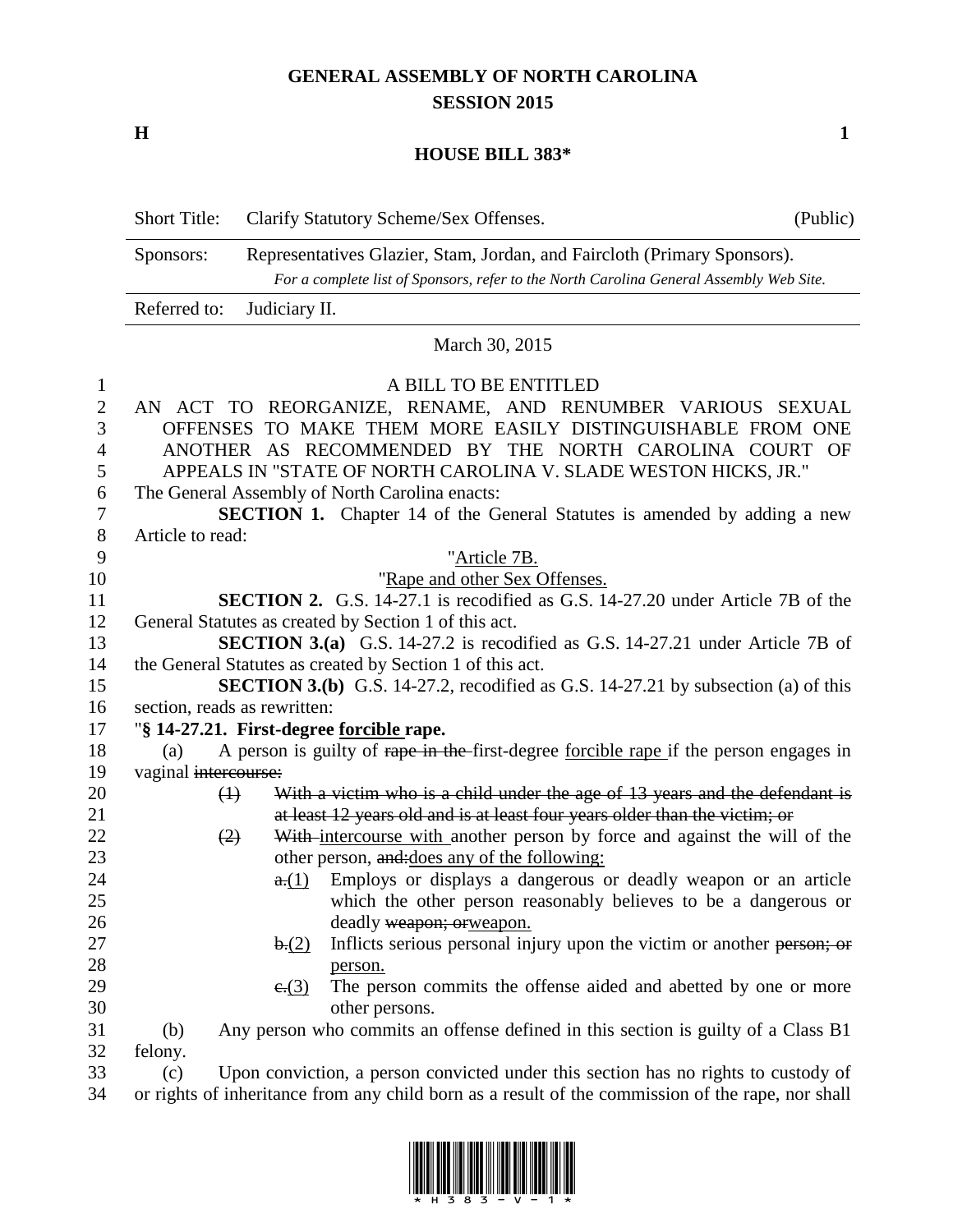# GENERAL ASSEMBLY OF NORTH CAROLINA
## SESSION 2015

**H** **1**

## HOUSE BILL 383*

| | | |
|---|---|---|
| Short Title: | Clarify Statutory Scheme/Sex Offenses. | (Public) |
| Sponsors: | Representatives Glazier, Stam, Jordan, and Faircloth (Primary Sponsors). *For a complete list of Sponsors, refer to the North Carolina General Assembly Web Site.* | |
| Referred to: | Judiciary II. | |

March 30, 2015

A BILL TO BE ENTITLED

AN ACT TO REORGANIZE, RENAME, AND RENUMBER VARIOUS SEXUAL OFFENSES TO MAKE THEM MORE EASILY DISTINGUISHABLE FROM ONE ANOTHER AS RECOMMENDED BY THE NORTH CAROLINA COURT OF APPEALS IN "STATE OF NORTH CAROLINA V. SLADE WESTON HICKS, JR."

The General Assembly of North Carolina enacts:

**SECTION 1.** Chapter 14 of the General Statutes is amended by adding a new Article to read:

"<u>Article 7B.</u>

"<u>Rape and other Sex Offenses.</u>

**SECTION 2.** G.S. 14-27.1 is recodified as G.S. 14-27.20 under Article 7B of the General Statutes as created by Section 1 of this act.

**SECTION 3.(a)** G.S. 14-27.2 is recodified as G.S. 14-27.21 under Article 7B of the General Statutes as created by Section 1 of this act.

**SECTION 3.(b)** G.S. 14-27.2, recodified as G.S. 14-27.21 by subsection (a) of this section, reads as rewritten:

"**§ 14-27.21. First-degree <u>forcible</u> rape.**

(a) A person is guilty of ~~rape in the~~ first-degree <u>forcible rape</u> if the person engages in vaginal ~~intercourse:~~

~~(1)~~ ~~With a victim who is a child under the age of 13 years and the defendant is at least 12 years old and is at least four years older than the victim; or~~

~~(2)~~ ~~With~~ <u>intercourse with</u> another person by force and against the will of the other person, ~~and:~~<u>does any of the following:</u>

~~a.~~<u>(1)</u> Employs or displays a dangerous or deadly weapon or an article which the other person reasonably believes to be a dangerous or deadly ~~weapon; or~~<u>weapon.</u>

~~b.~~<u>(2)</u> Inflicts serious personal injury upon the victim or another ~~person; or~~ <u>person.</u>

~~c.~~<u>(3)</u> The person commits the offense aided and abetted by one or more other persons.

(b) Any person who commits an offense defined in this section is guilty of a Class B1 felony.

(c) Upon conviction, a person convicted under this section has no rights to custody of or rights of inheritance from any child born as a result of the commission of the rape, nor shall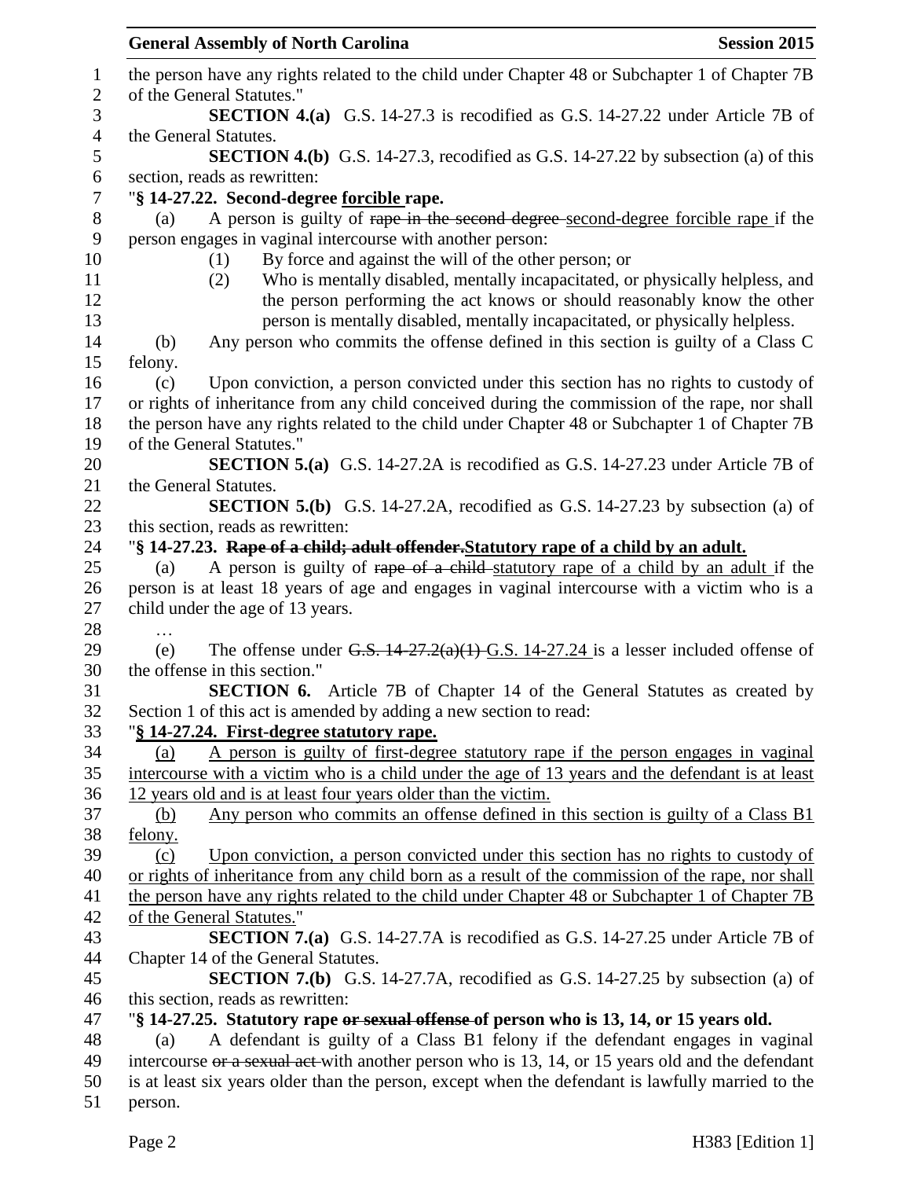the person have any rights related to the child under Chapter 48 or Subchapter 1 of Chapter 7B of the General Statutes."

**SECTION 4.(a)** G.S. 14-27.3 is recodified as G.S. 14-27.22 under Article 7B of the General Statutes.

**SECTION 4.(b)** G.S. 14-27.3, recodified as G.S. 14-27.22 by subsection (a) of this section, reads as rewritten:

"**§ 14-27.22. Second-degree <u>forcible</u> rape.**

(a) A person is guilty of ~~rape in the second degree~~ <u>second-degree forcible rape</u> if the person engages in vaginal intercourse with another person:

(1) By force and against the will of the other person; or

(2) Who is mentally disabled, mentally incapacitated, or physically helpless, and the person performing the act knows or should reasonably know the other person is mentally disabled, mentally incapacitated, or physically helpless.

(b) Any person who commits the offense defined in this section is guilty of a Class C felony.

(c) Upon conviction, a person convicted under this section has no rights to custody of or rights of inheritance from any child conceived during the commission of the rape, nor shall the person have any rights related to the child under Chapter 48 or Subchapter 1 of Chapter 7B of the General Statutes."

**SECTION 5.(a)** G.S. 14-27.2A is recodified as G.S. 14-27.23 under Article 7B of the General Statutes.

**SECTION 5.(b)** G.S. 14-27.2A, recodified as G.S. 14-27.23 by subsection (a) of this section, reads as rewritten:

"**§ 14-27.23. ~~Rape of a child; adult offender.~~ <u>Statutory rape of a child by an adult.</u>**

(a) A person is guilty of ~~rape of a child~~ <u>statutory rape of a child by an adult</u> if the person is at least 18 years of age and engages in vaginal intercourse with a victim who is a child under the age of 13 years.

…

(e) The offense under ~~G.S. 14-27.2(a)(1)~~ <u>G.S. 14-27.24</u> is a lesser included offense of the offense in this section."

**SECTION 6.** Article 7B of Chapter 14 of the General Statutes as created by Section 1 of this act is amended by adding a new section to read:

"**<u>§ 14-27.24. First-degree statutory rape.</u>**

<u>(a) A person is guilty of first-degree statutory rape if the person engages in vaginal intercourse with a victim who is a child under the age of 13 years and the defendant is at least 12 years old and is at least four years older than the victim.</u>

<u>(b) Any person who commits an offense defined in this section is guilty of a Class B1 felony.</u>

<u>(c) Upon conviction, a person convicted under this section has no rights to custody of or rights of inheritance from any child born as a result of the commission of the rape, nor shall the person have any rights related to the child under Chapter 48 or Subchapter 1 of Chapter 7B of the General Statutes.</u>"

**SECTION 7.(a)** G.S. 14-27.7A is recodified as G.S. 14-27.25 under Article 7B of Chapter 14 of the General Statutes.

**SECTION 7.(b)** G.S. 14-27.7A, recodified as G.S. 14-27.25 by subsection (a) of this section, reads as rewritten:

"**§ 14-27.25. Statutory rape ~~or sexual offense~~ of person who is 13, 14, or 15 years old.**

(a) A defendant is guilty of a Class B1 felony if the defendant engages in vaginal intercourse ~~or a sexual act~~ with another person who is 13, 14, or 15 years old and the defendant is at least six years older than the person, except when the defendant is lawfully married to the person.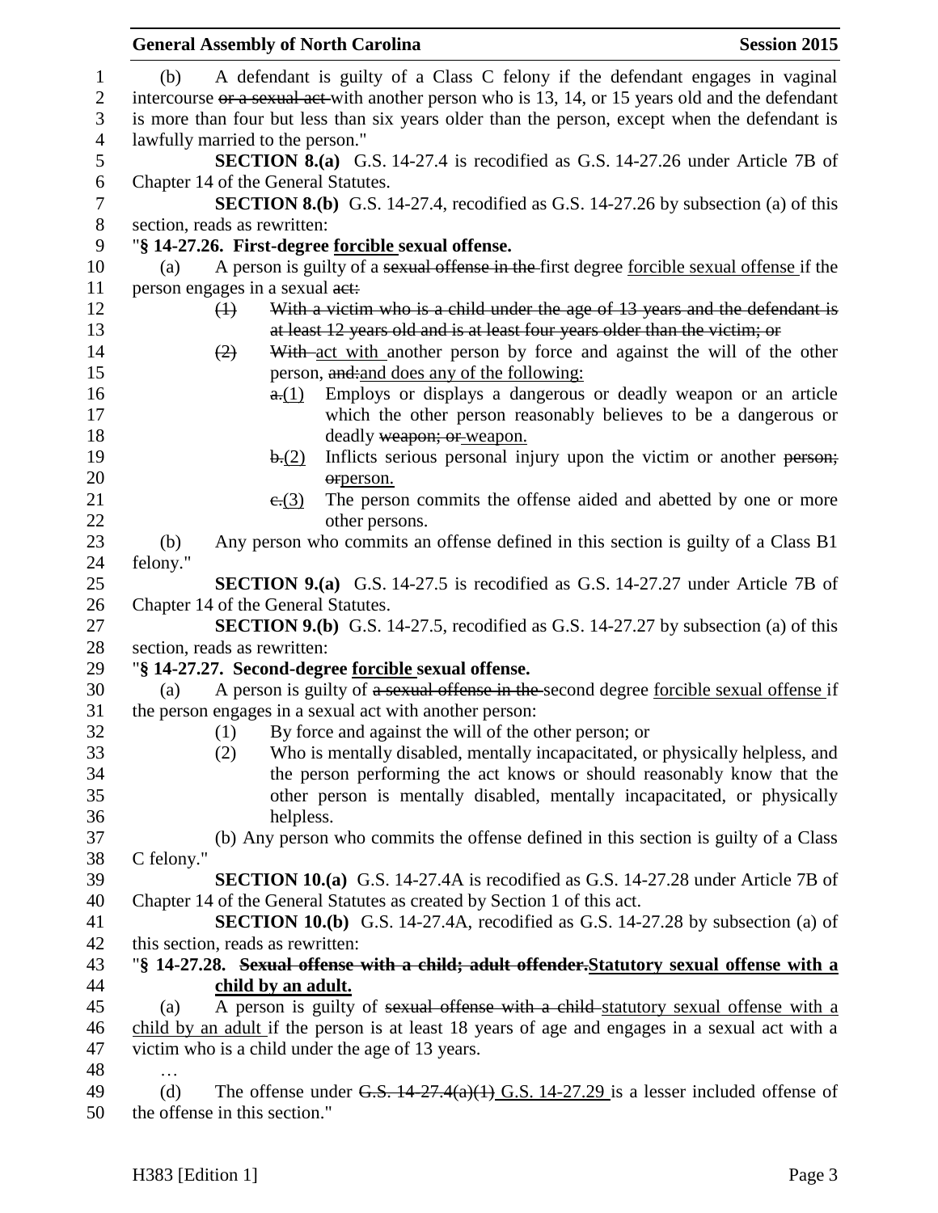(b) A defendant is guilty of a Class C felony if the defendant engages in vaginal intercourse ~~or a sexual act~~ with another person who is 13, 14, or 15 years old and the defendant is more than four but less than six years older than the person, except when the defendant is lawfully married to the person."

**SECTION 8.(a)** G.S. 14-27.4 is recodified as G.S. 14-27.26 under Article 7B of Chapter 14 of the General Statutes.

**SECTION 8.(b)** G.S. 14-27.4, recodified as G.S. 14-27.26 by subsection (a) of this section, reads as rewritten:

"**§ 14-27.26. First-degree <u>forcible</u> sexual offense.**

(a) A person is guilty of a ~~sexual offense in the~~ first degree <u>forcible sexual offense</u> if the person engages in a sexual ~~act:~~

~~(1) With a victim who is a child under the age of 13 years and the defendant is at least 12 years old and is at least four years older than the victim; or~~

~~(2)~~ ~~With~~ <u>act with</u> another person by force and against the will of the other person, ~~and:~~<u>and does any of the following:</u>

~~a.~~<u>(1)</u> Employs or displays a dangerous or deadly weapon or an article which the other person reasonably believes to be a dangerous or deadly ~~weapon; or~~ <u>weapon.</u>

~~b.~~<u>(2)</u> Inflicts serious personal injury upon the victim or another ~~person; or~~<u>person.</u>

~~c.~~<u>(3)</u> The person commits the offense aided and abetted by one or more other persons.

(b) Any person who commits an offense defined in this section is guilty of a Class B1 felony."

**SECTION 9.(a)** G.S. 14-27.5 is recodified as G.S. 14-27.27 under Article 7B of Chapter 14 of the General Statutes.

**SECTION 9.(b)** G.S. 14-27.5, recodified as G.S. 14-27.27 by subsection (a) of this section, reads as rewritten:

"**§ 14-27.27. Second-degree <u>forcible</u> sexual offense.**

(a) A person is guilty of ~~a sexual offense in the~~ second degree <u>forcible sexual offense</u> if the person engages in a sexual act with another person:

(1) By force and against the will of the other person; or

(2) Who is mentally disabled, mentally incapacitated, or physically helpless, and the person performing the act knows or should reasonably know that the other person is mentally disabled, mentally incapacitated, or physically helpless.

(b) Any person who commits the offense defined in this section is guilty of a Class C felony."

**SECTION 10.(a)** G.S. 14-27.4A is recodified as G.S. 14-27.28 under Article 7B of Chapter 14 of the General Statutes as created by Section 1 of this act.

**SECTION 10.(b)** G.S. 14-27.4A, recodified as G.S. 14-27.28 by subsection (a) of this section, reads as rewritten:

"**§ 14-27.28. ~~Sexual offense with a child; adult offender.~~<u>Statutory sexual offense with a child by an adult.</u>**

(a) A person is guilty of ~~sexual offense with a child~~ <u>statutory sexual offense with a child by an adult</u> if the person is at least 18 years of age and engages in a sexual act with a victim who is a child under the age of 13 years.

…

(d) The offense under ~~G.S. 14-27.4(a)(1)~~ <u>G.S. 14-27.29</u> is a lesser included offense of the offense in this section."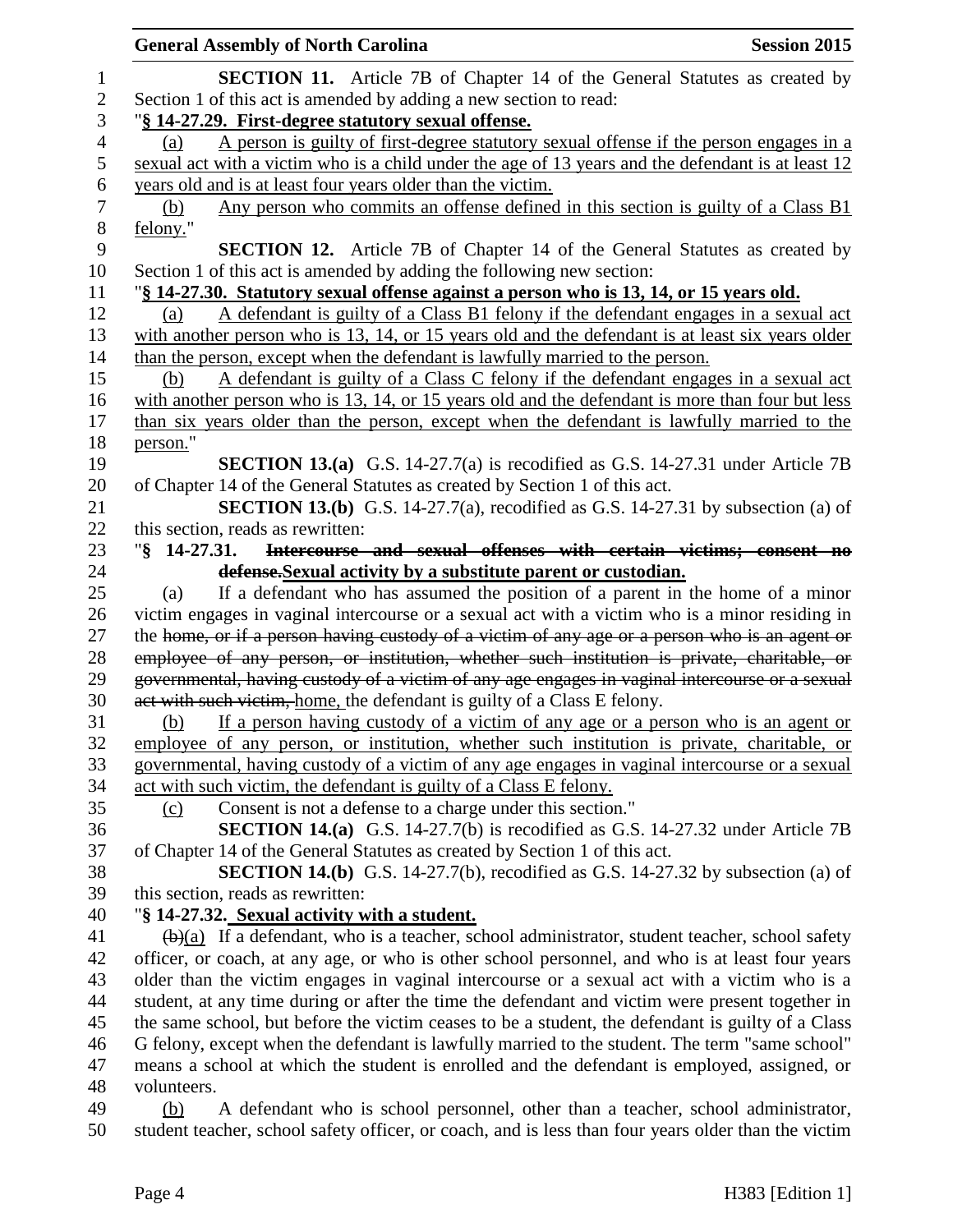**SECTION 11.** Article 7B of Chapter 14 of the General Statutes as created by Section 1 of this act is amended by adding a new section to read:

"**§ 14-27.29. First-degree statutory sexual offense.**

(a) A person is guilty of first-degree statutory sexual offense if the person engages in a sexual act with a victim who is a child under the age of 13 years and the defendant is at least 12 years old and is at least four years older than the victim.

(b) Any person who commits an offense defined in this section is guilty of a Class B1 felony."

**SECTION 12.** Article 7B of Chapter 14 of the General Statutes as created by Section 1 of this act is amended by adding the following new section:

"**§ 14-27.30. Statutory sexual offense against a person who is 13, 14, or 15 years old.**

(a) A defendant is guilty of a Class B1 felony if the defendant engages in a sexual act with another person who is 13, 14, or 15 years old and the defendant is at least six years older than the person, except when the defendant is lawfully married to the person.

(b) A defendant is guilty of a Class C felony if the defendant engages in a sexual act with another person who is 13, 14, or 15 years old and the defendant is more than four but less than six years older than the person, except when the defendant is lawfully married to the person."

**SECTION 13.(a)** G.S. 14-27.7(a) is recodified as G.S. 14-27.31 under Article 7B of Chapter 14 of the General Statutes as created by Section 1 of this act.

**SECTION 13.(b)** G.S. 14-27.7(a), recodified as G.S. 14-27.31 by subsection (a) of this section, reads as rewritten:

"**§ 14-27.31. ~~Intercourse and sexual offenses with certain victims; consent no defense.~~Sexual activity by a substitute parent or custodian.**

(a) If a defendant who has assumed the position of a parent in the home of a minor victim engages in vaginal intercourse or a sexual act with a victim who is a minor residing in the ~~home, or if a person having custody of a victim of any age or a person who is an agent or employee of any person, or institution, whether such institution is private, charitable, or governmental, having custody of a victim of any age engages in vaginal intercourse or a sexual act with such victim,~~ home, the defendant is guilty of a Class E felony.

(b) If a person having custody of a victim of any age or a person who is an agent or employee of any person, or institution, whether such institution is private, charitable, or governmental, having custody of a victim of any age engages in vaginal intercourse or a sexual act with such victim, the defendant is guilty of a Class E felony.

(c) Consent is not a defense to a charge under this section."

**SECTION 14.(a)** G.S. 14-27.7(b) is recodified as G.S. 14-27.32 under Article 7B of Chapter 14 of the General Statutes as created by Section 1 of this act.

**SECTION 14.(b)** G.S. 14-27.7(b), recodified as G.S. 14-27.32 by subsection (a) of this section, reads as rewritten:

"**§ 14-27.32. Sexual activity with a student.**

~~(b)~~(a) If a defendant, who is a teacher, school administrator, student teacher, school safety officer, or coach, at any age, or who is other school personnel, and who is at least four years older than the victim engages in vaginal intercourse or a sexual act with a victim who is a student, at any time during or after the time the defendant and victim were present together in the same school, but before the victim ceases to be a student, the defendant is guilty of a Class G felony, except when the defendant is lawfully married to the student. The term "same school" means a school at which the student is enrolled and the defendant is employed, assigned, or volunteers.

(b) A defendant who is school personnel, other than a teacher, school administrator, student teacher, school safety officer, or coach, and is less than four years older than the victim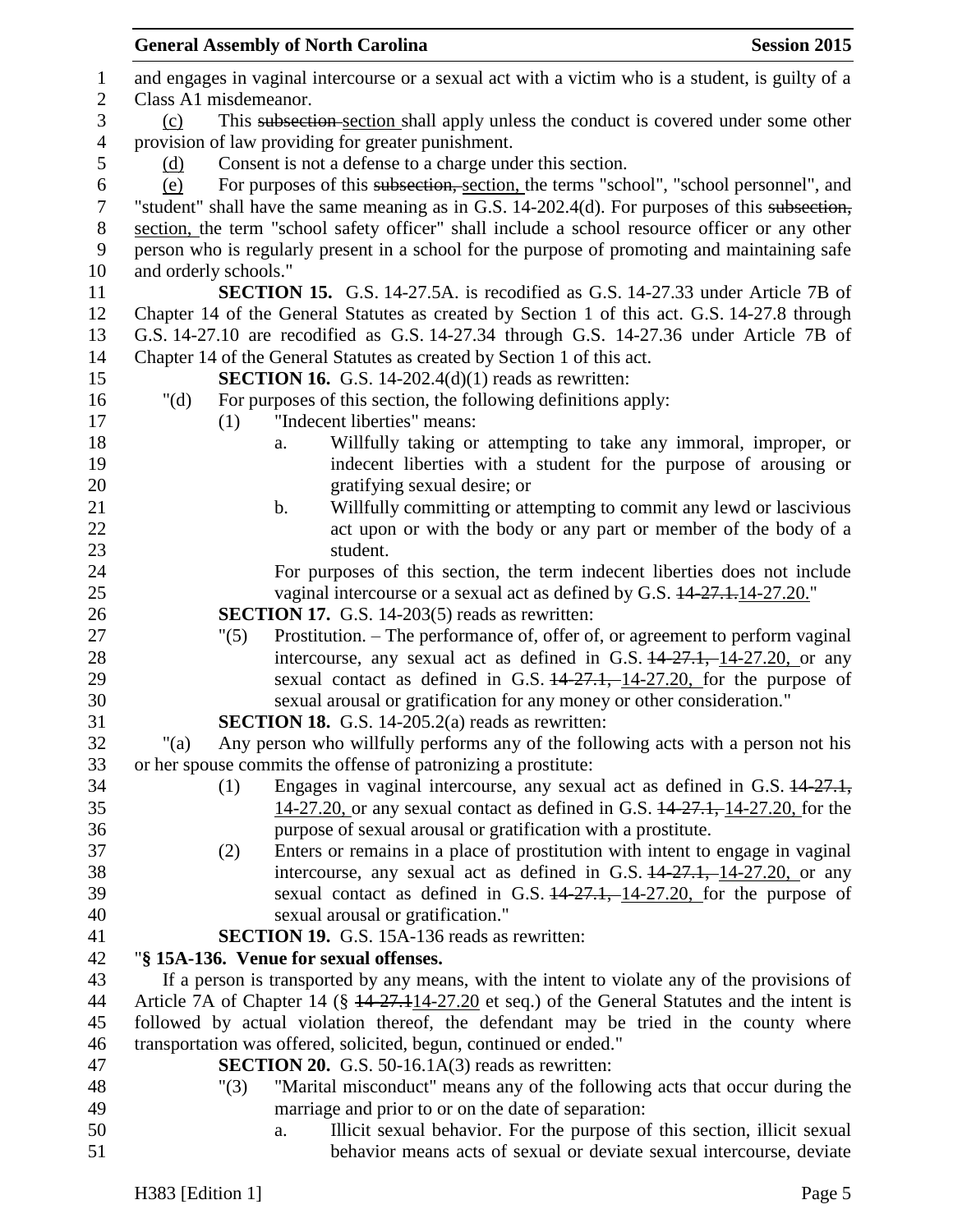and engages in vaginal intercourse or a sexual act with a victim who is a student, is guilty of a Class A1 misdemeanor.

(c) This ~~subsection~~ section shall apply unless the conduct is covered under some other provision of law providing for greater punishment.

(d) Consent is not a defense to a charge under this section.

(e) For purposes of this ~~subsection,~~ section, the terms "school", "school personnel", and "student" shall have the same meaning as in G.S. 14-202.4(d). For purposes of this ~~subsection,~~ section, the term "school safety officer" shall include a school resource officer or any other person who is regularly present in a school for the purpose of promoting and maintaining safe and orderly schools."

**SECTION 15.** G.S. 14-27.5A. is recodified as G.S. 14-27.33 under Article 7B of Chapter 14 of the General Statutes as created by Section 1 of this act. G.S. 14-27.8 through G.S. 14-27.10 are recodified as G.S. 14-27.34 through G.S. 14-27.36 under Article 7B of Chapter 14 of the General Statutes as created by Section 1 of this act.

**SECTION 16.** G.S. 14-202.4(d)(1) reads as rewritten:

"(d) For purposes of this section, the following definitions apply:

(1) "Indecent liberties" means:

a. Willfully taking or attempting to take any immoral, improper, or indecent liberties with a student for the purpose of arousing or gratifying sexual desire; or

b. Willfully committing or attempting to commit any lewd or lascivious act upon or with the body or any part or member of the body of a student.

For purposes of this section, the term indecent liberties does not include vaginal intercourse or a sexual act as defined by G.S. ~~14-27.1.~~14-27.20."

**SECTION 17.** G.S. 14-203(5) reads as rewritten:

"(5) Prostitution. – The performance of, offer of, or agreement to perform vaginal intercourse, any sexual act as defined in G.S. ~~14-27.1,~~ 14-27.20, or any sexual contact as defined in G.S. ~~14-27.1,~~ 14-27.20, for the purpose of sexual arousal or gratification for any money or other consideration."

**SECTION 18.** G.S. 14-205.2(a) reads as rewritten:

"(a) Any person who willfully performs any of the following acts with a person not his or her spouse commits the offense of patronizing a prostitute:

(1) Engages in vaginal intercourse, any sexual act as defined in G.S. ~~14-27.1,~~ 14-27.20, or any sexual contact as defined in G.S. ~~14-27.1,~~ 14-27.20, for the purpose of sexual arousal or gratification with a prostitute.

(2) Enters or remains in a place of prostitution with intent to engage in vaginal intercourse, any sexual act as defined in G.S. ~~14-27.1,~~ 14-27.20, or any sexual contact as defined in G.S. ~~14-27.1,~~ 14-27.20, for the purpose of sexual arousal or gratification."

**SECTION 19.** G.S. 15A-136 reads as rewritten:

"**§ 15A-136. Venue for sexual offenses.**

If a person is transported by any means, with the intent to violate any of the provisions of Article 7A of Chapter 14 (§ ~~14-27.1~~14-27.20 et seq.) of the General Statutes and the intent is followed by actual violation thereof, the defendant may be tried in the county where transportation was offered, solicited, begun, continued or ended."

**SECTION 20.** G.S. 50-16.1A(3) reads as rewritten:

"(3) "Marital misconduct" means any of the following acts that occur during the marriage and prior to or on the date of separation:

a. Illicit sexual behavior. For the purpose of this section, illicit sexual behavior means acts of sexual or deviate sexual intercourse, deviate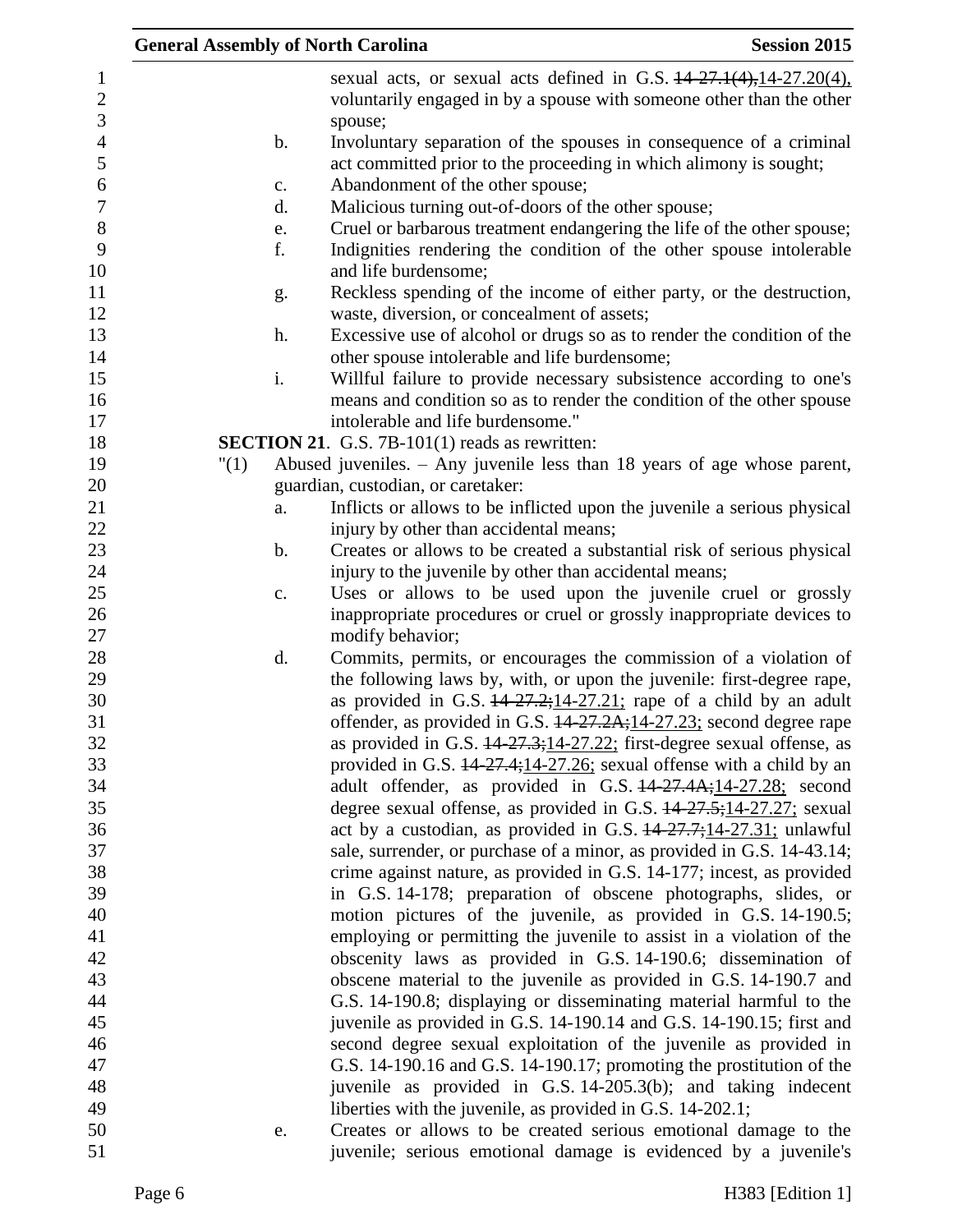sexual acts, or sexual acts defined in G.S. ~~14-27.1(4),~~14-27.20(4), voluntarily engaged in by a spouse with someone other than the other spouse;

b. Involuntary separation of the spouses in consequence of a criminal act committed prior to the proceeding in which alimony is sought;

c. Abandonment of the other spouse;

d. Malicious turning out-of-doors of the other spouse;

e. Cruel or barbarous treatment endangering the life of the other spouse;

f. Indignities rendering the condition of the other spouse intolerable and life burdensome;

g. Reckless spending of the income of either party, or the destruction, waste, diversion, or concealment of assets;

h. Excessive use of alcohol or drugs so as to render the condition of the other spouse intolerable and life burdensome;

i. Willful failure to provide necessary subsistence according to one's means and condition so as to render the condition of the other spouse intolerable and life burdensome."

**SECTION 21.** G.S. 7B-101(1) reads as rewritten:

"(1) Abused juveniles. – Any juvenile less than 18 years of age whose parent, guardian, custodian, or caretaker:

a. Inflicts or allows to be inflicted upon the juvenile a serious physical injury by other than accidental means;

b. Creates or allows to be created a substantial risk of serious physical injury to the juvenile by other than accidental means;

c. Uses or allows to be used upon the juvenile cruel or grossly inappropriate procedures or cruel or grossly inappropriate devices to modify behavior;

d. Commits, permits, or encourages the commission of a violation of the following laws by, with, or upon the juvenile: first-degree rape, as provided in G.S. ~~14-27.2;~~14-27.21; rape of a child by an adult offender, as provided in G.S. ~~14-27.2A;~~14-27.23; second degree rape as provided in G.S. ~~14-27.3;~~14-27.22; first-degree sexual offense, as provided in G.S. ~~14-27.4;~~14-27.26; sexual offense with a child by an adult offender, as provided in G.S. ~~14-27.4A;~~14-27.28; second degree sexual offense, as provided in G.S. ~~14-27.5;~~14-27.27; sexual act by a custodian, as provided in G.S. ~~14-27.7;~~14-27.31; unlawful sale, surrender, or purchase of a minor, as provided in G.S. 14-43.14; crime against nature, as provided in G.S. 14-177; incest, as provided in G.S. 14-178; preparation of obscene photographs, slides, or motion pictures of the juvenile, as provided in G.S. 14-190.5; employing or permitting the juvenile to assist in a violation of the obscenity laws as provided in G.S. 14-190.6; dissemination of obscene material to the juvenile as provided in G.S. 14-190.7 and G.S. 14-190.8; displaying or disseminating material harmful to the juvenile as provided in G.S. 14-190.14 and G.S. 14-190.15; first and second degree sexual exploitation of the juvenile as provided in G.S. 14-190.16 and G.S. 14-190.17; promoting the prostitution of the juvenile as provided in G.S. 14-205.3(b); and taking indecent liberties with the juvenile, as provided in G.S. 14-202.1;

e. Creates or allows to be created serious emotional damage to the juvenile; serious emotional damage is evidenced by a juvenile's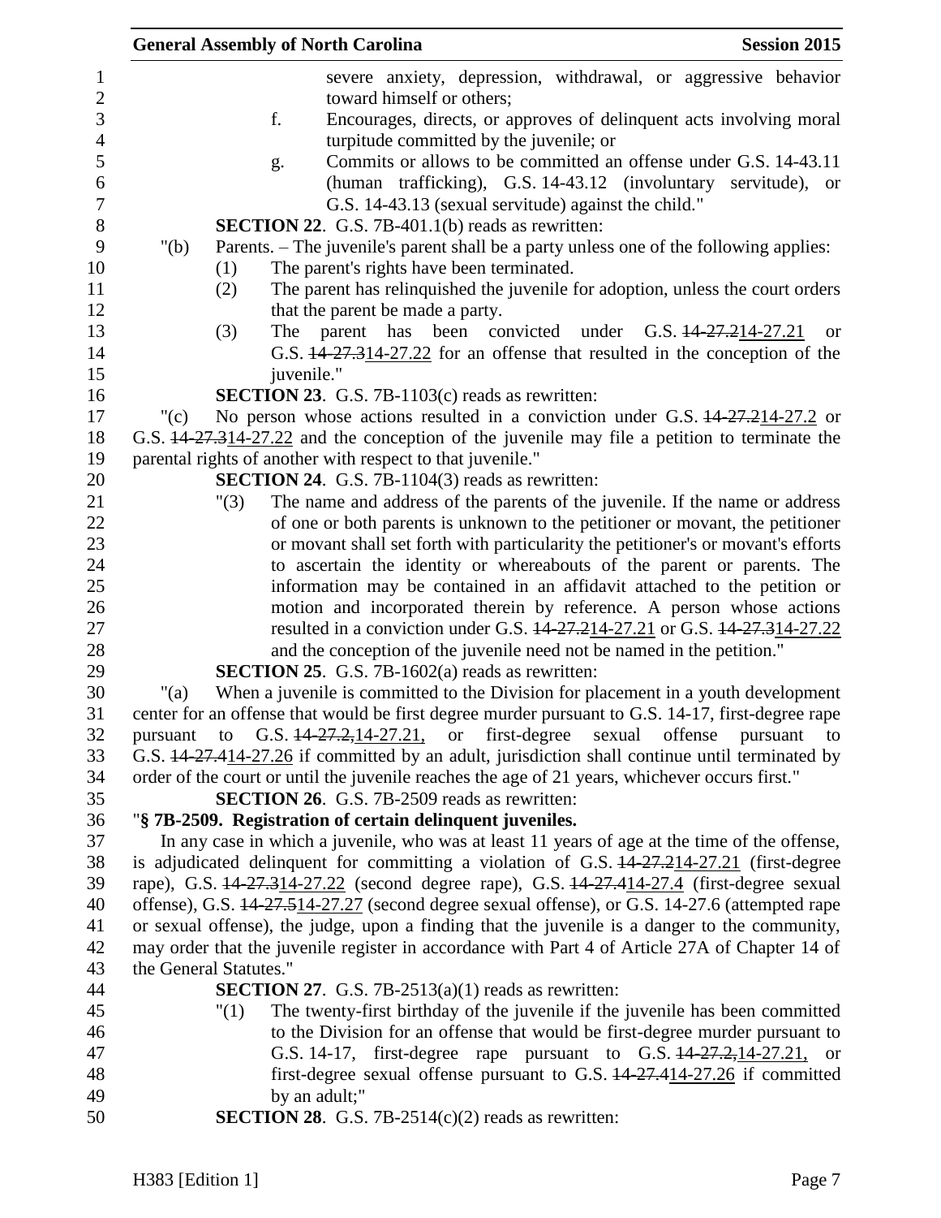severe anxiety, depression, withdrawal, or aggressive behavior toward himself or others;

f. Encourages, directs, or approves of delinquent acts involving moral turpitude committed by the juvenile; or

g. Commits or allows to be committed an offense under G.S. 14-43.11 (human trafficking), G.S. 14-43.12 (involuntary servitude), or G.S. 14-43.13 (sexual servitude) against the child."

**SECTION 22**. G.S. 7B-401.1(b) reads as rewritten:

"(b) Parents. – The juvenile's parent shall be a party unless one of the following applies:

(1) The parent's rights have been terminated.

(2) The parent has relinquished the juvenile for adoption, unless the court orders that the parent be made a party.

(3) The parent has been convicted under G.S. ~~14-27.2~~14-27.21 or G.S. ~~14-27.3~~14-27.22 for an offense that resulted in the conception of the juvenile."

**SECTION 23**. G.S. 7B-1103(c) reads as rewritten:

"(c) No person whose actions resulted in a conviction under G.S. ~~14-27.2~~14-27.2 or G.S. ~~14-27.3~~14-27.22 and the conception of the juvenile may file a petition to terminate the parental rights of another with respect to that juvenile."

**SECTION 24**. G.S. 7B-1104(3) reads as rewritten:

"(3) The name and address of the parents of the juvenile. If the name or address of one or both parents is unknown to the petitioner or movant, the petitioner or movant shall set forth with particularity the petitioner's or movant's efforts to ascertain the identity or whereabouts of the parent or parents. The information may be contained in an affidavit attached to the petition or motion and incorporated therein by reference. A person whose actions resulted in a conviction under G.S. ~~14-27.2~~14-27.21 or G.S. ~~14-27.3~~14-27.22 and the conception of the juvenile need not be named in the petition."

**SECTION 25**. G.S. 7B-1602(a) reads as rewritten:

"(a) When a juvenile is committed to the Division for placement in a youth development center for an offense that would be first degree murder pursuant to G.S. 14-17, first-degree rape pursuant to G.S. ~~14-27.2,~~14-27.21, or first-degree sexual offense pursuant to G.S. ~~14-27.4~~14-27.26 if committed by an adult, jurisdiction shall continue until terminated by order of the court or until the juvenile reaches the age of 21 years, whichever occurs first."

**SECTION 26**. G.S. 7B-2509 reads as rewritten:

"**§ 7B-2509. Registration of certain delinquent juveniles.**

In any case in which a juvenile, who was at least 11 years of age at the time of the offense, is adjudicated delinquent for committing a violation of G.S. ~~14-27.2~~14-27.21 (first-degree rape), G.S. ~~14-27.3~~14-27.22 (second degree rape), G.S. ~~14-27.4~~14-27.4 (first-degree sexual offense), G.S. ~~14-27.5~~14-27.27 (second degree sexual offense), or G.S. 14-27.6 (attempted rape or sexual offense), the judge, upon a finding that the juvenile is a danger to the community, may order that the juvenile register in accordance with Part 4 of Article 27A of Chapter 14 of the General Statutes."

**SECTION 27**. G.S. 7B-2513(a)(1) reads as rewritten:

"(1) The twenty-first birthday of the juvenile if the juvenile has been committed to the Division for an offense that would be first-degree murder pursuant to G.S. 14-17, first-degree rape pursuant to G.S. ~~14-27.2,~~14-27.21, or first-degree sexual offense pursuant to G.S. ~~14-27.4~~14-27.26 if committed by an adult;"

**SECTION 28**. G.S. 7B-2514(c)(2) reads as rewritten: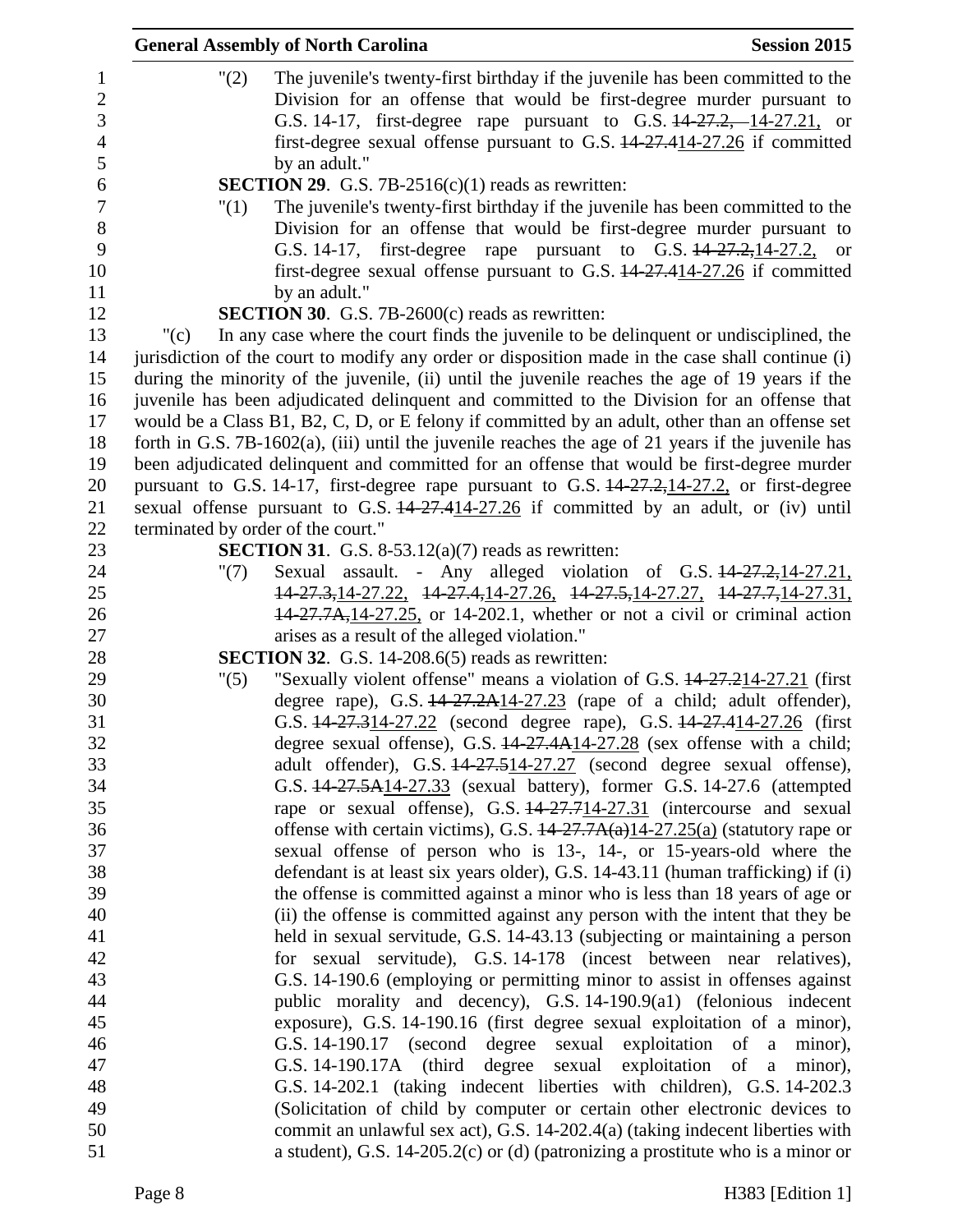"(2) The juvenile's twenty-first birthday if the juvenile has been committed to the Division for an offense that would be first-degree murder pursuant to G.S. 14-17, first-degree rape pursuant to G.S. ~~14-27.2,~~ 14-27.21, or first-degree sexual offense pursuant to G.S. ~~14-27.4~~14-27.26 if committed by an adult."

**SECTION 29**. G.S. 7B-2516(c)(1) reads as rewritten:

"(1) The juvenile's twenty-first birthday if the juvenile has been committed to the Division for an offense that would be first-degree murder pursuant to G.S. 14-17, first-degree rape pursuant to G.S. ~~14-27.2,~~14-27.2, or first-degree sexual offense pursuant to G.S. ~~14-27.4~~14-27.26 if committed by an adult."

**SECTION 30**. G.S. 7B-2600(c) reads as rewritten:

"(c) In any case where the court finds the juvenile to be delinquent or undisciplined, the jurisdiction of the court to modify any order or disposition made in the case shall continue (i) during the minority of the juvenile, (ii) until the juvenile reaches the age of 19 years if the juvenile has been adjudicated delinquent and committed to the Division for an offense that would be a Class B1, B2, C, D, or E felony if committed by an adult, other than an offense set forth in G.S. 7B-1602(a), (iii) until the juvenile reaches the age of 21 years if the juvenile has been adjudicated delinquent and committed for an offense that would be first-degree murder pursuant to G.S. 14-17, first-degree rape pursuant to G.S. ~~14-27.2,~~14-27.2, or first-degree sexual offense pursuant to G.S. ~~14-27.4~~14-27.26 if committed by an adult, or (iv) until terminated by order of the court."

**SECTION 31**. G.S. 8-53.12(a)(7) reads as rewritten:

"(7) Sexual assault. - Any alleged violation of G.S. ~~14-27.2,~~14-27.21, ~~14-27.3,~~14-27.22, ~~14-27.4,~~14-27.26, ~~14-27.5,~~14-27.27, ~~14-27.7,~~14-27.31, ~~14-27.7A,~~14-27.25, or 14-202.1, whether or not a civil or criminal action arises as a result of the alleged violation."

**SECTION 32**. G.S. 14-208.6(5) reads as rewritten:

"(5) "Sexually violent offense" means a violation of G.S. ~~14-27.2~~14-27.21 (first degree rape), G.S. ~~14-27.2A~~14-27.23 (rape of a child; adult offender), G.S. ~~14-27.3~~14-27.22 (second degree rape), G.S. ~~14-27.4~~14-27.26 (first degree sexual offense), G.S. ~~14-27.4A~~14-27.28 (sex offense with a child; adult offender), G.S. ~~14-27.5~~14-27.27 (second degree sexual offense), G.S. ~~14-27.5A~~14-27.33 (sexual battery), former G.S. 14-27.6 (attempted rape or sexual offense), G.S. ~~14-27.7~~14-27.31 (intercourse and sexual offense with certain victims), G.S. ~~14-27.7A(a)~~14-27.25(a) (statutory rape or sexual offense of person who is 13-, 14-, or 15-years-old where the defendant is at least six years older), G.S. 14-43.11 (human trafficking) if (i) the offense is committed against a minor who is less than 18 years of age or (ii) the offense is committed against any person with the intent that they be held in sexual servitude, G.S. 14-43.13 (subjecting or maintaining a person for sexual servitude), G.S. 14-178 (incest between near relatives), G.S. 14-190.6 (employing or permitting minor to assist in offenses against public morality and decency), G.S. 14-190.9(a1) (felonious indecent exposure), G.S. 14-190.16 (first degree sexual exploitation of a minor), G.S. 14-190.17 (second degree sexual exploitation of a minor), G.S. 14-190.17A (third degree sexual exploitation of a minor), G.S. 14-202.1 (taking indecent liberties with children), G.S. 14-202.3 (Solicitation of child by computer or certain other electronic devices to commit an unlawful sex act), G.S. 14-202.4(a) (taking indecent liberties with a student), G.S. 14-205.2(c) or (d) (patronizing a prostitute who is a minor or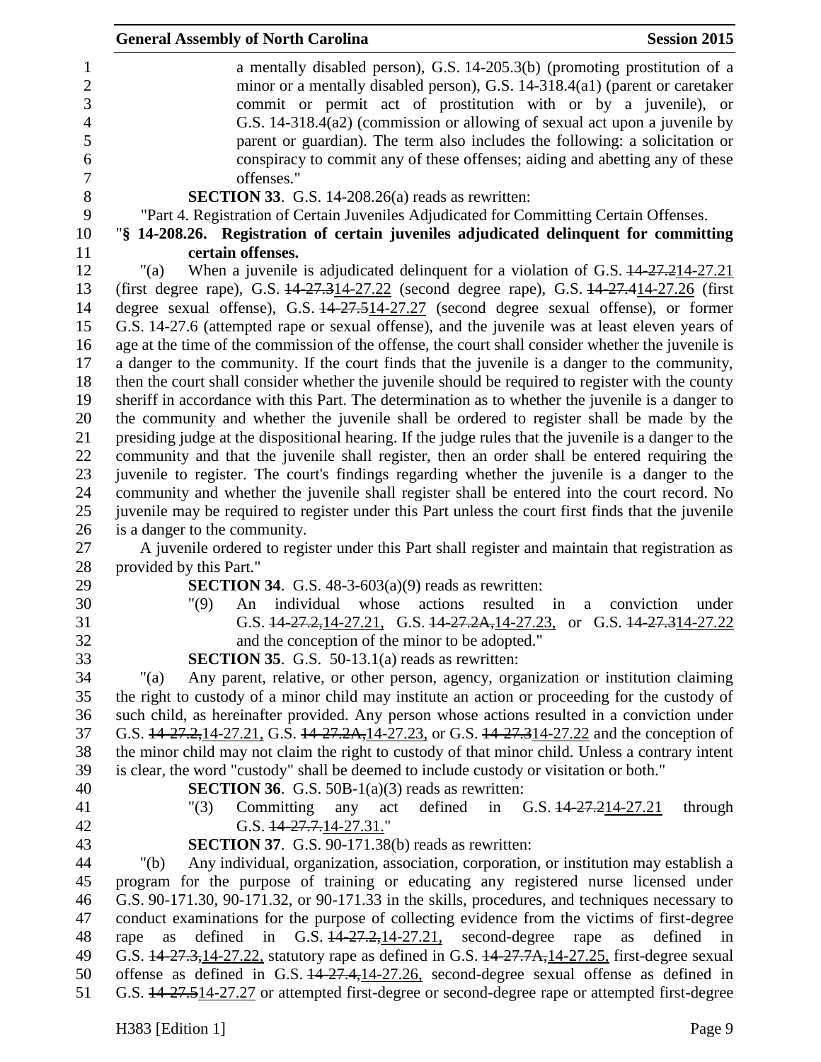a mentally disabled person), G.S. 14-205.3(b) (promoting prostitution of a minor or a mentally disabled person), G.S. 14-318.4(a1) (parent or caretaker commit or permit act of prostitution with or by a juvenile), or G.S. 14-318.4(a2) (commission or allowing of sexual act upon a juvenile by parent or guardian). The term also includes the following: a solicitation or conspiracy to commit any of these offenses; aiding and abetting any of these offenses."

**SECTION 33**. G.S. 14-208.26(a) reads as rewritten:

"Part 4. Registration of Certain Juveniles Adjudicated for Committing Certain Offenses.

"**§ 14-208.26. Registration of certain juveniles adjudicated delinquent for committing certain offenses.**

"(a) When a juvenile is adjudicated delinquent for a violation of G.S. ~~14-27.2~~14-27.21 (first degree rape), G.S. ~~14-27.3~~14-27.22 (second degree rape), G.S. ~~14-27.4~~14-27.26 (first degree sexual offense), G.S. ~~14-27.5~~14-27.27 (second degree sexual offense), or former G.S. 14-27.6 (attempted rape or sexual offense), and the juvenile was at least eleven years of age at the time of the commission of the offense, the court shall consider whether the juvenile is a danger to the community. If the court finds that the juvenile is a danger to the community, then the court shall consider whether the juvenile should be required to register with the county sheriff in accordance with this Part. The determination as to whether the juvenile is a danger to the community and whether the juvenile shall be ordered to register shall be made by the presiding judge at the dispositional hearing. If the judge rules that the juvenile is a danger to the community and that the juvenile shall register, then an order shall be entered requiring the juvenile to register. The court's findings regarding whether the juvenile is a danger to the community and whether the juvenile shall register shall be entered into the court record. No juvenile may be required to register under this Part unless the court first finds that the juvenile is a danger to the community.

A juvenile ordered to register under this Part shall register and maintain that registration as provided by this Part."

**SECTION 34**. G.S. 48-3-603(a)(9) reads as rewritten:

"(9) An individual whose actions resulted in a conviction under G.S. ~~14-27.2,~~14-27.21, G.S. ~~14-27.2A,~~14-27.23, or G.S. ~~14-27.3~~14-27.22 and the conception of the minor to be adopted."

**SECTION 35**. G.S. 50-13.1(a) reads as rewritten:

"(a) Any parent, relative, or other person, agency, organization or institution claiming the right to custody of a minor child may institute an action or proceeding for the custody of such child, as hereinafter provided. Any person whose actions resulted in a conviction under G.S. ~~14-27.2,~~14-27.21, G.S. ~~14-27.2A,~~14-27.23, or G.S. ~~14-27.3~~14-27.22 and the conception of the minor child may not claim the right to custody of that minor child. Unless a contrary intent is clear, the word "custody" shall be deemed to include custody or visitation or both."

**SECTION 36**. G.S. 50B-1(a)(3) reads as rewritten:

"(3) Committing any act defined in G.S. ~~14-27.2~~14-27.21 through G.S. ~~14-27.7.~~14-27.31."

**SECTION 37**. G.S. 90-171.38(b) reads as rewritten:

"(b) Any individual, organization, association, corporation, or institution may establish a program for the purpose of training or educating any registered nurse licensed under G.S. 90-171.30, 90-171.32, or 90-171.33 in the skills, procedures, and techniques necessary to conduct examinations for the purpose of collecting evidence from the victims of first-degree rape as defined in G.S. ~~14-27.2,~~14-27.21, second-degree rape as defined in G.S. ~~14-27.3,~~14-27.22, statutory rape as defined in G.S. ~~14-27.7A,~~14-27.25, first-degree sexual offense as defined in G.S. ~~14-27.4,~~14-27.26, second-degree sexual offense as defined in G.S. ~~14-27.5~~14-27.27 or attempted first-degree or second-degree rape or attempted first-degree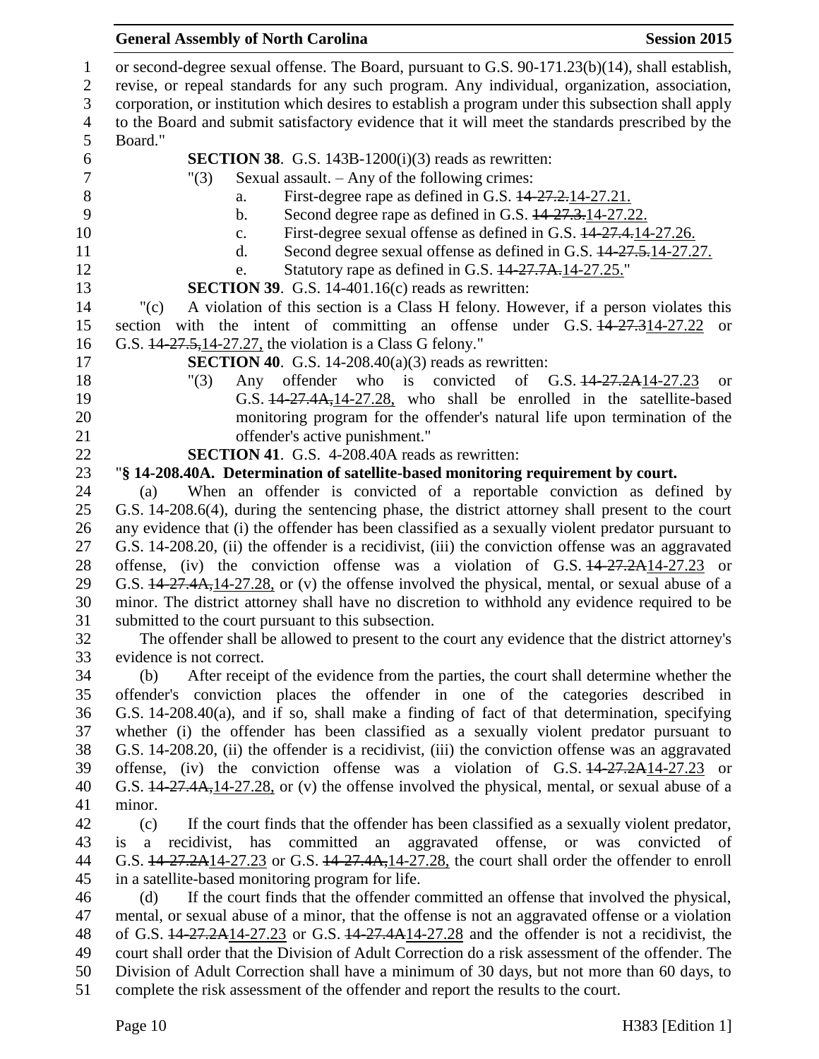or second-degree sexual offense. The Board, pursuant to G.S. 90-171.23(b)(14), shall establish, revise, or repeal standards for any such program. Any individual, organization, association, corporation, or institution which desires to establish a program under this subsection shall apply to the Board and submit satisfactory evidence that it will meet the standards prescribed by the Board."

**SECTION 38**. G.S. 143B-1200(i)(3) reads as rewritten:

"(3) Sexual assault. – Any of the following crimes:

a. First-degree rape as defined in G.S. ~~14-27.2.~~14-27.21.

b. Second degree rape as defined in G.S. ~~14-27.3.~~14-27.22.

c. First-degree sexual offense as defined in G.S. ~~14-27.4.~~14-27.26.

d. Second degree sexual offense as defined in G.S. ~~14-27.5.~~14-27.27.

e. Statutory rape as defined in G.S. ~~14-27.7A.~~14-27.25."

**SECTION 39**. G.S. 14-401.16(c) reads as rewritten:

"(c) A violation of this section is a Class H felony. However, if a person violates this section with the intent of committing an offense under G.S. ~~14-27.3~~14-27.22 or G.S. ~~14-27.5,~~14-27.27, the violation is a Class G felony."

**SECTION 40**. G.S. 14-208.40(a)(3) reads as rewritten:

"(3) Any offender who is convicted of G.S. ~~14-27.2A~~14-27.23 or G.S. ~~14-27.4A,~~14-27.28, who shall be enrolled in the satellite-based monitoring program for the offender's natural life upon termination of the offender's active punishment."

**SECTION 41**. G.S. 4-208.40A reads as rewritten:

"**§ 14-208.40A. Determination of satellite-based monitoring requirement by court.**

(a) When an offender is convicted of a reportable conviction as defined by G.S. 14-208.6(4), during the sentencing phase, the district attorney shall present to the court any evidence that (i) the offender has been classified as a sexually violent predator pursuant to G.S. 14-208.20, (ii) the offender is a recidivist, (iii) the conviction offense was an aggravated offense, (iv) the conviction offense was a violation of G.S. ~~14-27.2A~~14-27.23 or G.S. ~~14-27.4A,~~14-27.28, or (v) the offense involved the physical, mental, or sexual abuse of a minor. The district attorney shall have no discretion to withhold any evidence required to be submitted to the court pursuant to this subsection.

The offender shall be allowed to present to the court any evidence that the district attorney's evidence is not correct.

(b) After receipt of the evidence from the parties, the court shall determine whether the offender's conviction places the offender in one of the categories described in G.S. 14-208.40(a), and if so, shall make a finding of fact of that determination, specifying whether (i) the offender has been classified as a sexually violent predator pursuant to G.S. 14-208.20, (ii) the offender is a recidivist, (iii) the conviction offense was an aggravated offense, (iv) the conviction offense was a violation of G.S. ~~14-27.2A~~14-27.23 or G.S. ~~14-27.4A,~~14-27.28, or (v) the offense involved the physical, mental, or sexual abuse of a minor.

(c) If the court finds that the offender has been classified as a sexually violent predator, is a recidivist, has committed an aggravated offense, or was convicted of G.S. ~~14-27.2A~~14-27.23 or G.S. ~~14-27.4A,~~14-27.28, the court shall order the offender to enroll in a satellite-based monitoring program for life.

(d) If the court finds that the offender committed an offense that involved the physical, mental, or sexual abuse of a minor, that the offense is not an aggravated offense or a violation of G.S. ~~14-27.2A~~14-27.23 or G.S. ~~14-27.4A~~14-27.28 and the offender is not a recidivist, the court shall order that the Division of Adult Correction do a risk assessment of the offender. The Division of Adult Correction shall have a minimum of 30 days, but not more than 60 days, to complete the risk assessment of the offender and report the results to the court.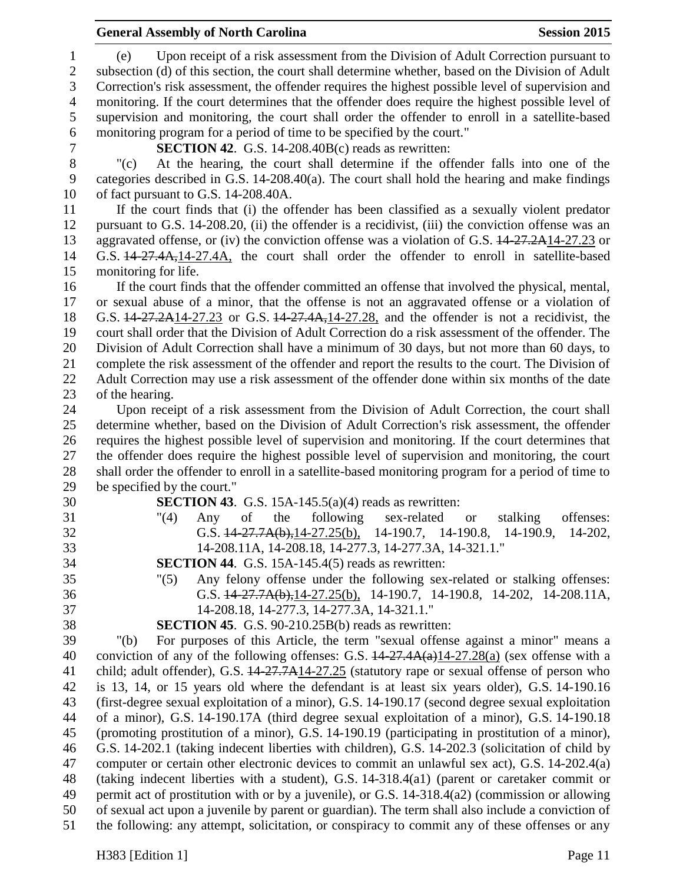(e) Upon receipt of a risk assessment from the Division of Adult Correction pursuant to subsection (d) of this section, the court shall determine whether, based on the Division of Adult Correction's risk assessment, the offender requires the highest possible level of supervision and monitoring. If the court determines that the offender does require the highest possible level of supervision and monitoring, the court shall order the offender to enroll in a satellite-based monitoring program for a period of time to be specified by the court."

**SECTION 42**. G.S. 14-208.40B(c) reads as rewritten:

"(c) At the hearing, the court shall determine if the offender falls into one of the categories described in G.S. 14-208.40(a). The court shall hold the hearing and make findings of fact pursuant to G.S. 14-208.40A.

If the court finds that (i) the offender has been classified as a sexually violent predator pursuant to G.S. 14-208.20, (ii) the offender is a recidivist, (iii) the conviction offense was an aggravated offense, or (iv) the conviction offense was a violation of G.S. ~~14-27.2A~~14-27.23 or G.S. ~~14-27.4A,~~14-27.4A, the court shall order the offender to enroll in satellite-based monitoring for life.

If the court finds that the offender committed an offense that involved the physical, mental, or sexual abuse of a minor, that the offense is not an aggravated offense or a violation of G.S. ~~14-27.2A~~14-27.23 or G.S. ~~14-27.4A,~~14-27.28, and the offender is not a recidivist, the court shall order that the Division of Adult Correction do a risk assessment of the offender. The Division of Adult Correction shall have a minimum of 30 days, but not more than 60 days, to complete the risk assessment of the offender and report the results to the court. The Division of Adult Correction may use a risk assessment of the offender done within six months of the date of the hearing.

Upon receipt of a risk assessment from the Division of Adult Correction, the court shall determine whether, based on the Division of Adult Correction's risk assessment, the offender requires the highest possible level of supervision and monitoring. If the court determines that the offender does require the highest possible level of supervision and monitoring, the court shall order the offender to enroll in a satellite-based monitoring program for a period of time to be specified by the court."

**SECTION 43**. G.S. 15A-145.5(a)(4) reads as rewritten:

"(4) Any of the following sex-related or stalking offenses: G.S. ~~14-27.7A(b),~~14-27.25(b), 14-190.7, 14-190.8, 14-190.9, 14-202, 14-208.11A, 14-208.18, 14-277.3, 14-277.3A, 14-321.1."

**SECTION 44**. G.S. 15A-145.4(5) reads as rewritten:

"(5) Any felony offense under the following sex-related or stalking offenses: G.S. ~~14-27.7A(b),~~14-27.25(b), 14-190.7, 14-190.8, 14-202, 14-208.11A, 14-208.18, 14-277.3, 14-277.3A, 14-321.1."

**SECTION 45**. G.S. 90-210.25B(b) reads as rewritten:

"(b) For purposes of this Article, the term "sexual offense against a minor" means a conviction of any of the following offenses: G.S. ~~14-27.4A(a)~~14-27.28(a) (sex offense with a child; adult offender), G.S. ~~14-27.7A~~14-27.25 (statutory rape or sexual offense of person who is 13, 14, or 15 years old where the defendant is at least six years older), G.S. 14-190.16 (first-degree sexual exploitation of a minor), G.S. 14-190.17 (second degree sexual exploitation of a minor), G.S. 14-190.17A (third degree sexual exploitation of a minor), G.S. 14-190.18 (promoting prostitution of a minor), G.S. 14-190.19 (participating in prostitution of a minor), G.S. 14-202.1 (taking indecent liberties with children), G.S. 14-202.3 (solicitation of child by computer or certain other electronic devices to commit an unlawful sex act), G.S. 14-202.4(a) (taking indecent liberties with a student), G.S. 14-318.4(a1) (parent or caretaker commit or permit act of prostitution with or by a juvenile), or G.S. 14-318.4(a2) (commission or allowing of sexual act upon a juvenile by parent or guardian). The term shall also include a conviction of the following: any attempt, solicitation, or conspiracy to commit any of these offenses or any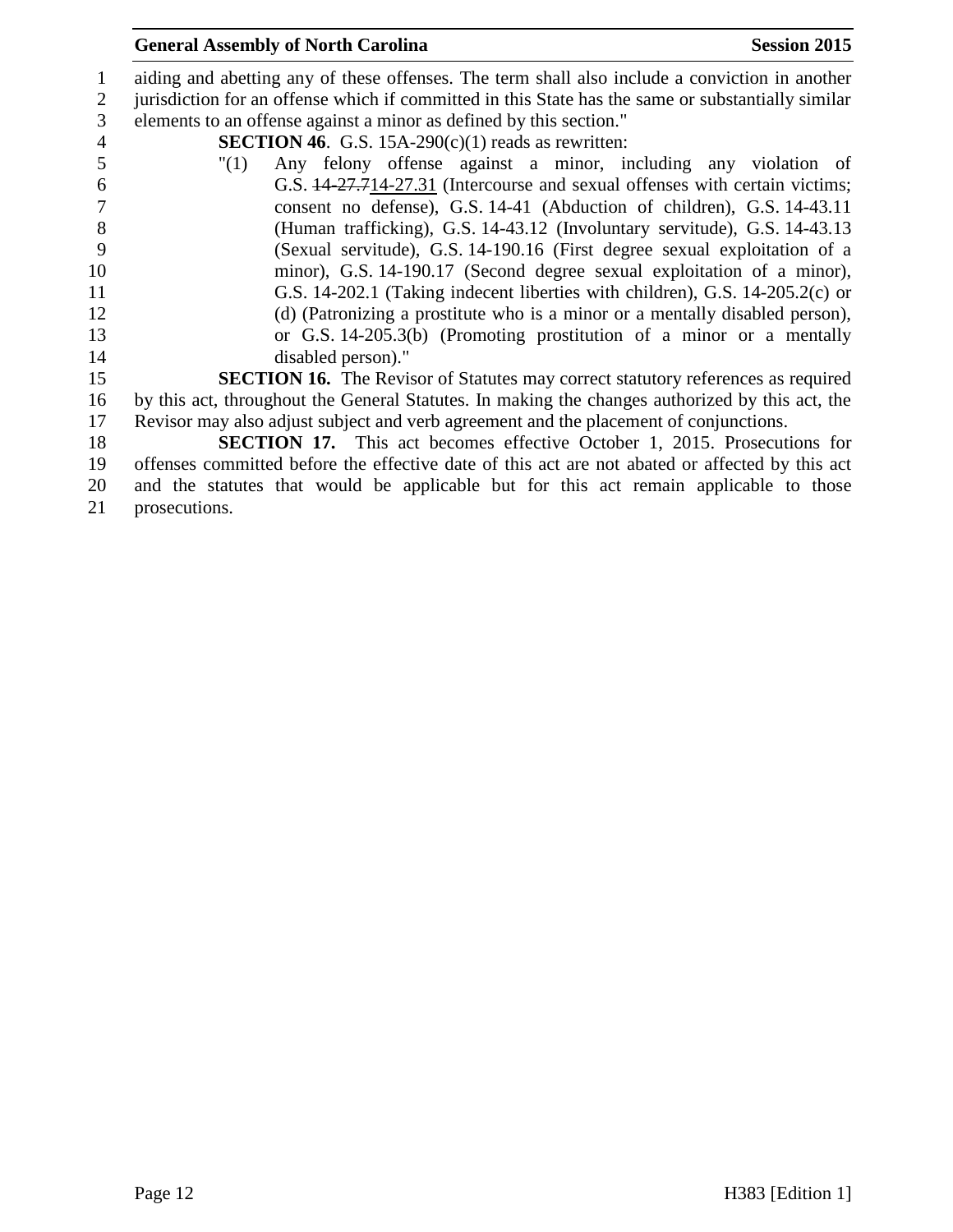aiding and abetting any of these offenses. The term shall also include a conviction in another jurisdiction for an offense which if committed in this State has the same or substantially similar elements to an offense against a minor as defined by this section."

**SECTION 46**. G.S. 15A-290(c)(1) reads as rewritten:

"(1) Any felony offense against a minor, including any violation of G.S. ~~14-27.7~~14-27.31 (Intercourse and sexual offenses with certain victims; consent no defense), G.S. 14-41 (Abduction of children), G.S. 14-43.11 (Human trafficking), G.S. 14-43.12 (Involuntary servitude), G.S. 14-43.13 (Sexual servitude), G.S. 14-190.16 (First degree sexual exploitation of a minor), G.S. 14-190.17 (Second degree sexual exploitation of a minor), G.S. 14-202.1 (Taking indecent liberties with children), G.S. 14-205.2(c) or (d) (Patronizing a prostitute who is a minor or a mentally disabled person), or G.S. 14-205.3(b) (Promoting prostitution of a minor or a mentally disabled person)."

**SECTION 16.** The Revisor of Statutes may correct statutory references as required by this act, throughout the General Statutes. In making the changes authorized by this act, the Revisor may also adjust subject and verb agreement and the placement of conjunctions.

**SECTION 17.** This act becomes effective October 1, 2015. Prosecutions for offenses committed before the effective date of this act are not abated or affected by this act and the statutes that would be applicable but for this act remain applicable to those prosecutions.